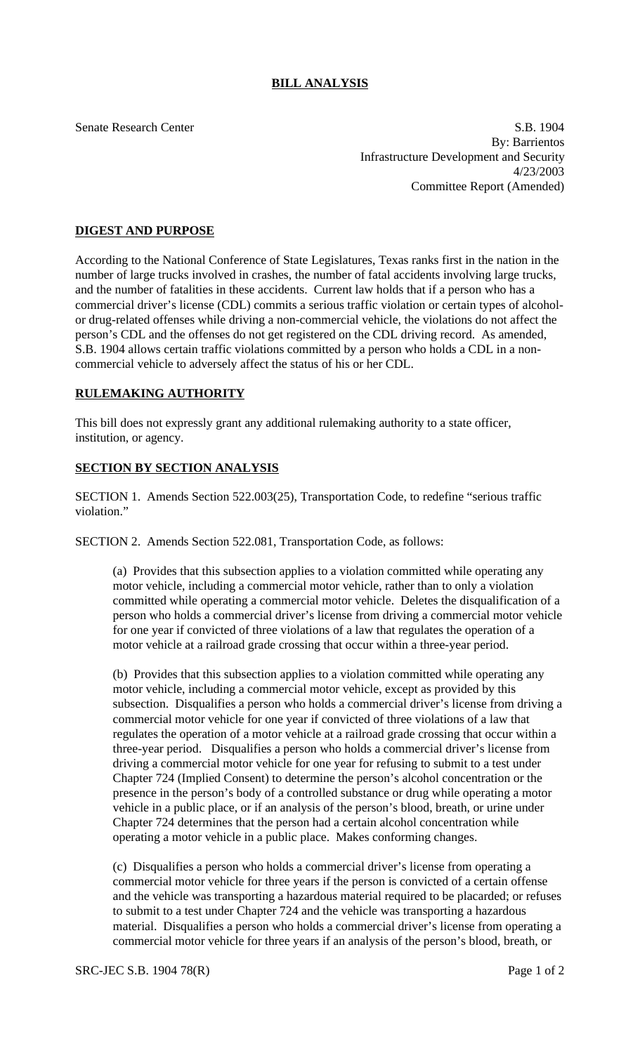# BILL ANALYSIS

Senate Research Center

S.B. 1904
By: Barrientos
Infrastructure Development and Security
4/23/2003
Committee Report (Amended)

## DIGEST AND PURPOSE

According to the National Conference of State Legislatures, Texas ranks first in the nation in the number of large trucks involved in crashes, the number of fatal accidents involving large trucks, and the number of fatalities in these accidents. Current law holds that if a person who has a commercial driver's license (CDL) commits a serious traffic violation or certain types of alcohol- or drug-related offenses while driving a non-commercial vehicle, the violations do not affect the person's CDL and the offenses do not get registered on the CDL driving record. As amended, S.B. 1904 allows certain traffic violations committed by a person who holds a CDL in a non-commercial vehicle to adversely affect the status of his or her CDL.

## RULEMAKING AUTHORITY

This bill does not expressly grant any additional rulemaking authority to a state officer, institution, or agency.

## SECTION BY SECTION ANALYSIS

SECTION 1. Amends Section 522.003(25), Transportation Code, to redefine "serious traffic violation."

SECTION 2. Amends Section 522.081, Transportation Code, as follows:

(a) Provides that this subsection applies to a violation committed while operating any motor vehicle, including a commercial motor vehicle, rather than to only a violation committed while operating a commercial motor vehicle. Deletes the disqualification of a person who holds a commercial driver's license from driving a commercial motor vehicle for one year if convicted of three violations of a law that regulates the operation of a motor vehicle at a railroad grade crossing that occur within a three-year period.

(b) Provides that this subsection applies to a violation committed while operating any motor vehicle, including a commercial motor vehicle, except as provided by this subsection. Disqualifies a person who holds a commercial driver's license from driving a commercial motor vehicle for one year if convicted of three violations of a law that regulates the operation of a motor vehicle at a railroad grade crossing that occur within a three-year period. Disqualifies a person who holds a commercial driver's license from driving a commercial motor vehicle for one year for refusing to submit to a test under Chapter 724 (Implied Consent) to determine the person's alcohol concentration or the presence in the person's body of a controlled substance or drug while operating a motor vehicle in a public place, or if an analysis of the person's blood, breath, or urine under Chapter 724 determines that the person had a certain alcohol concentration while operating a motor vehicle in a public place. Makes conforming changes.

(c) Disqualifies a person who holds a commercial driver's license from operating a commercial motor vehicle for three years if the person is convicted of a certain offense and the vehicle was transporting a hazardous material required to be placarded; or refuses to submit to a test under Chapter 724 and the vehicle was transporting a hazardous material. Disqualifies a person who holds a commercial driver's license from operating a commercial motor vehicle for three years if an analysis of the person's blood, breath, or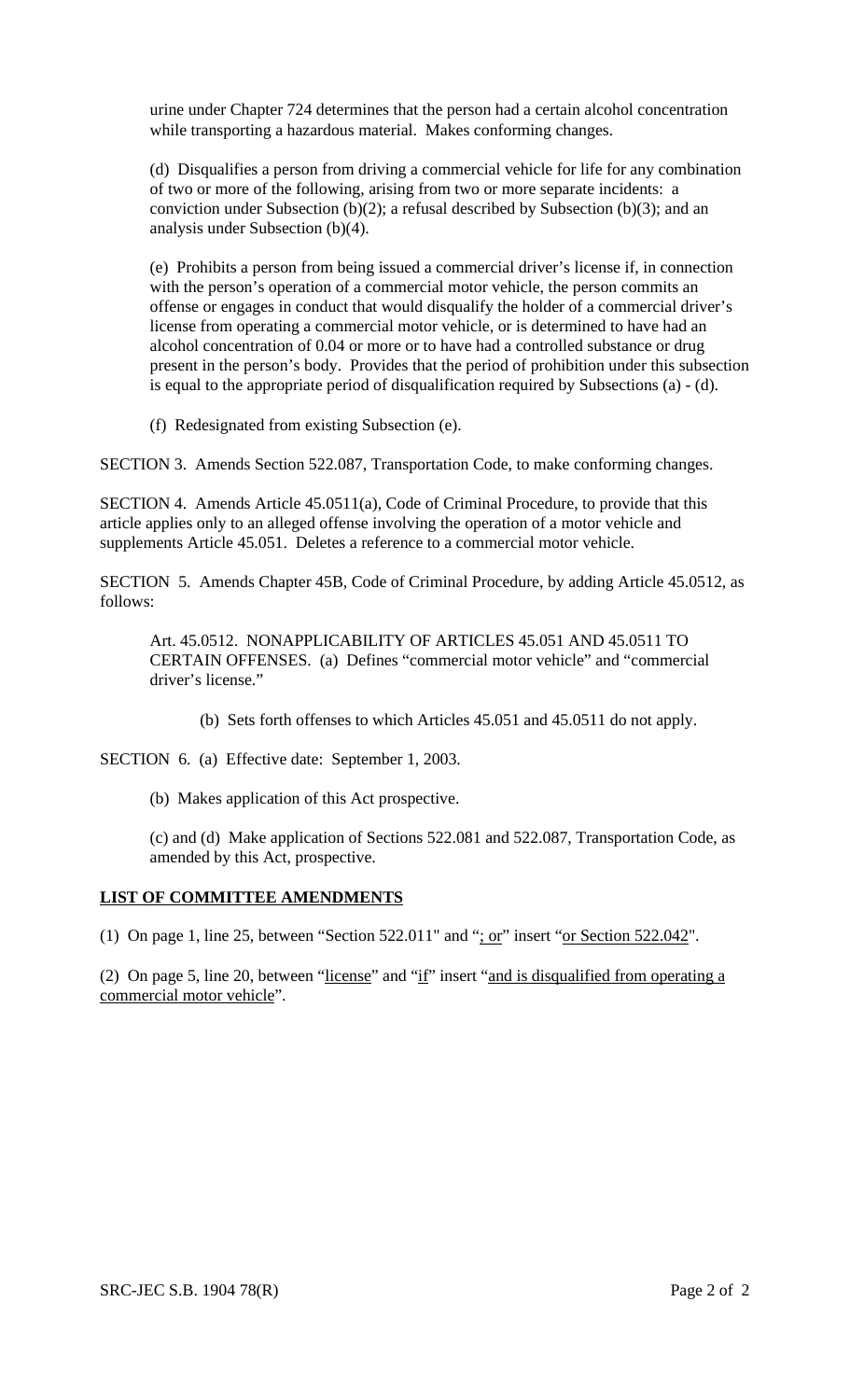urine under Chapter 724 determines that the person had a certain alcohol concentration while transporting a hazardous material. Makes conforming changes.

(d) Disqualifies a person from driving a commercial vehicle for life for any combination of two or more of the following, arising from two or more separate incidents: a conviction under Subsection (b)(2); a refusal described by Subsection (b)(3); and an analysis under Subsection (b)(4).

(e) Prohibits a person from being issued a commercial driver's license if, in connection with the person's operation of a commercial motor vehicle, the person commits an offense or engages in conduct that would disqualify the holder of a commercial driver's license from operating a commercial motor vehicle, or is determined to have had an alcohol concentration of 0.04 or more or to have had a controlled substance or drug present in the person's body. Provides that the period of prohibition under this subsection is equal to the appropriate period of disqualification required by Subsections (a) - (d).

(f) Redesignated from existing Subsection (e).

SECTION 3. Amends Section 522.087, Transportation Code, to make conforming changes.

SECTION 4. Amends Article 45.0511(a), Code of Criminal Procedure, to provide that this article applies only to an alleged offense involving the operation of a motor vehicle and supplements Article 45.051. Deletes a reference to a commercial motor vehicle.

SECTION 5. Amends Chapter 45B, Code of Criminal Procedure, by adding Article 45.0512, as follows:

Art. 45.0512. NONAPPLICABILITY OF ARTICLES 45.051 AND 45.0511 TO CERTAIN OFFENSES. (a) Defines "commercial motor vehicle" and "commercial driver's license."

(b) Sets forth offenses to which Articles 45.051 and 45.0511 do not apply.

SECTION 6. (a) Effective date: September 1, 2003.

(b) Makes application of this Act prospective.

(c) and (d) Make application of Sections 522.081 and 522.087, Transportation Code, as amended by this Act, prospective.

**LIST OF COMMITTEE AMENDMENTS**

(1) On page 1, line 25, between "Section 522.011" and "; or" insert "or Section 522.042".

(2) On page 5, line 20, between "license" and "if" insert "and is disqualified from operating a commercial motor vehicle".